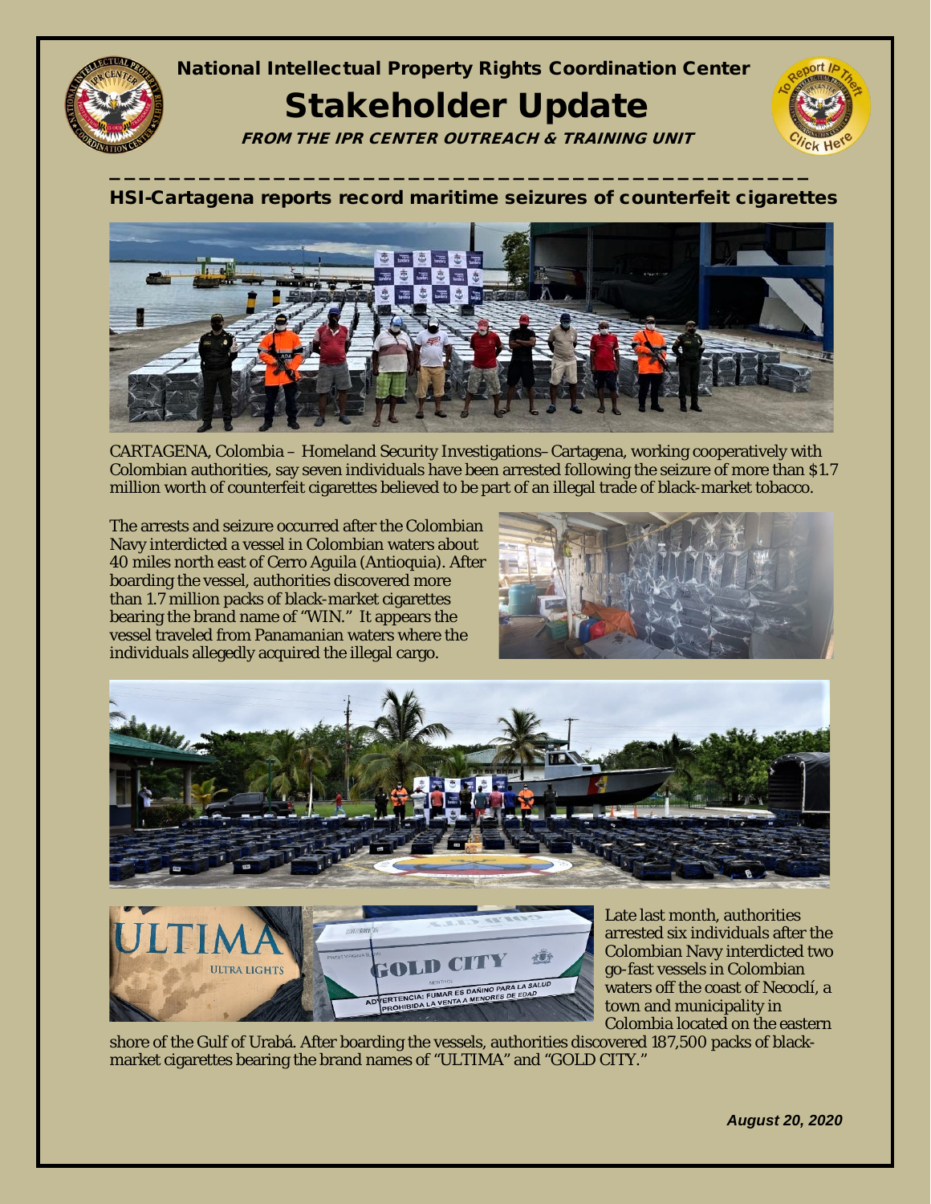National Intellectual Property Rights Coordination Center

# Stakeholder Update

**FROM THE IPR CENTER OUTREACH & TRAINING UNIT**

## HSI-Cartagena reports record maritime seizures of counterfeit cigarettes

CARTAGENA, Colombia – Homeland Security Investigations–Cartagena, working cooperatively with Colombian authorities, say seven individuals have been arrested following the seizure of more than $1.7 million worth of counterfeit cigarettes believed to be part of an illegal trade of black-market tobacco.

The arrests and seizure occurred after the Colombian Navy interdicted a vessel in Colombian waters about 40 miles north east of Cerro Aguila (Antioquia). After boarding the vessel, authorities discovered more than 1.7 million packs of black-market cigarettes bearing the brand name of "WIN." It appears the vessel traveled from Panamanian waters where the individuals allegedly acquired the illegal cargo.

Late last month, authorities arrested six individuals after the Colombian Navy interdicted two go-fast vessels in Colombian waters off the coast of Necoclí, a town and municipality in Colombia located on the eastern shore of the Gulf of Urabá. After boarding the vessels, authorities discovered 187,500 packs of black-market cigarettes bearing the brand names of "ULTIMA" and "GOLD CITY."

*August 20, 2020*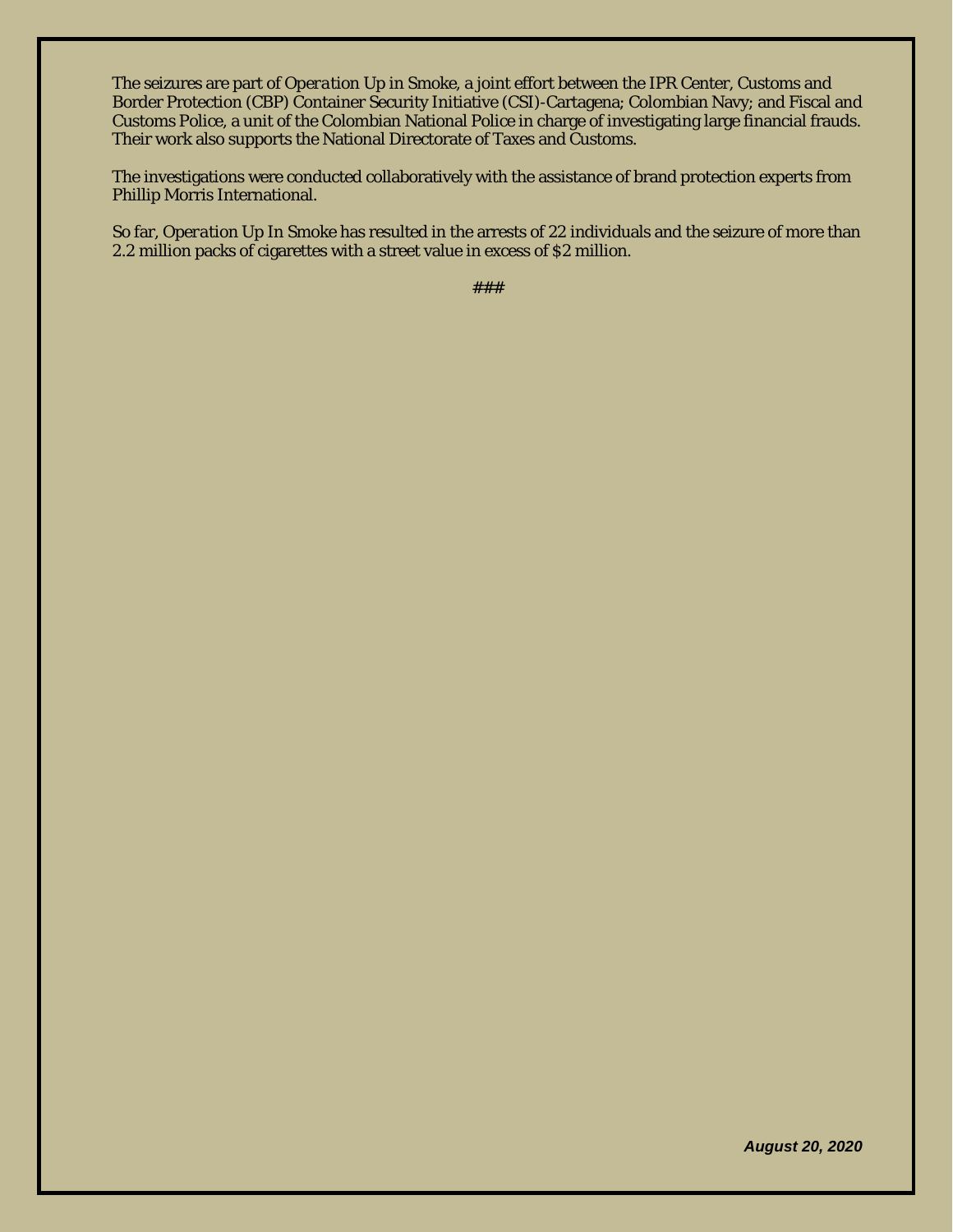The seizures are part of *Operation Up in Smoke*, a joint effort between the IPR Center, Customs and Border Protection (CBP) Container Security Initiative (CSI)-Cartagena; Colombian Navy; and Fiscal and Customs Police, a unit of the Colombian National Police in charge of investigating large financial frauds. Their work also supports the National Directorate of Taxes and Customs.

The investigations were conducted collaboratively with the assistance of brand protection experts from Phillip Morris International.

So far, *Operation Up In Smoke* has resulted in the arrests of 22 individuals and the seizure of more than 2.2 million packs of cigarettes with a street value in excess of $2 million.

###

***August 20, 2020***